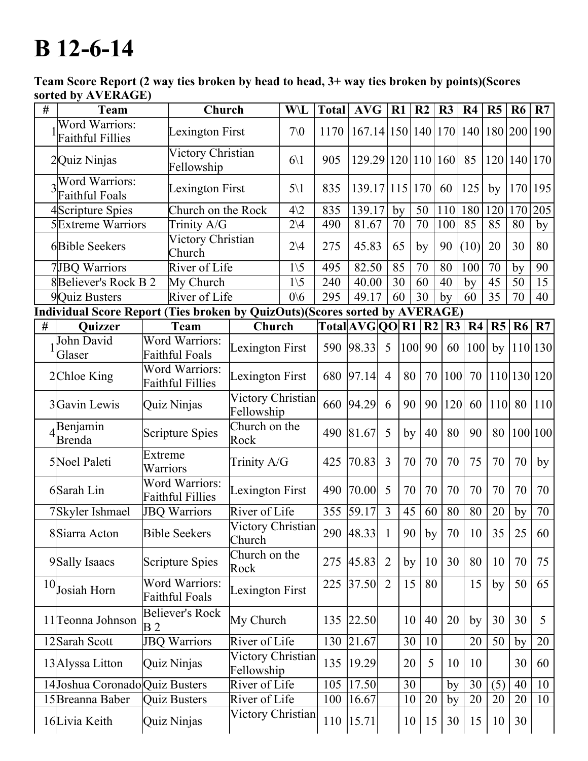# B 12-6-14

**Team Score Report (2 way ties broken by head to head, 3+ way ties broken by points)(Scores sorted by AVERAGE)**

| # | Team | Church | W\L | Total | AVG | R1 | R2 | R3 | R4 | R5 | R6 | R7 |
|---|---|---|---|---|---|---|---|---|---|---|---|---|
| 1 | Word Warriors: Faithful Fillies | Lexington First | 7\0 | 1170 | 167.14 | 150 | 140 | 170 | 140 | 180 | 200 | 190 |
| 2 | Quiz Ninjas | Victory Christian Fellowship | 6\1 | 905 | 129.29 | 120 | 110 | 160 | 85 | 120 | 140 | 170 |
| 3 | Word Warriors: Faithful Foals | Lexington First | 5\1 | 835 | 139.17 | 115 | 170 | 60 | 125 | by | 170 | 195 |
| 4 | Scripture Spies | Church on the Rock | 4\2 | 835 | 139.17 | by | 50 | 110 | 180 | 120 | 170 | 205 |
| 5 | Extreme Warriors | Trinity A/G | 2\4 | 490 | 81.67 | 70 | 70 | 100 | 85 | 85 | 80 | by |
| 6 | Bible Seekers | Victory Christian Church | 2\4 | 275 | 45.83 | 65 | by | 90 | (10) | 20 | 30 | 80 |
| 7 | JBQ Warriors | River of Life | 1\5 | 495 | 82.50 | 85 | 70 | 80 | 100 | 70 | by | 90 |
| 8 | Believer's Rock B 2 | My Church | 1\5 | 240 | 40.00 | 30 | 60 | 40 | by | 45 | 50 | 15 |
| 9 | Quiz Busters | River of Life | 0\6 | 295 | 49.17 | 60 | 30 | by | 60 | 35 | 70 | 40 |

**Individual Score Report (Ties broken by QuizOuts)(Scores sorted by AVERAGE)**

| # | Quizzer | Team | Church | Total | AVG | QO | R1 | R2 | R3 | R4 | R5 | R6 | R7 |
|---|---|---|---|---|---|---|---|---|---|---|---|---|---|
| 1 | John David Glaser | Word Warriors: Faithful Foals | Lexington First | 590 | 98.33 | 5 | 100 | 90 | 60 | 100 | by | 110 | 130 |
| 2 | Chloe King | Word Warriors: Faithful Fillies | Lexington First | 680 | 97.14 | 4 | 80 | 70 | 100 | 70 | 110 | 130 | 120 |
| 3 | Gavin Lewis | Quiz Ninjas | Victory Christian Fellowship | 660 | 94.29 | 6 | 90 | 90 | 120 | 60 | 110 | 80 | 110 |
| 4 | Benjamin Brenda | Scripture Spies | Church on the Rock | 490 | 81.67 | 5 | by | 40 | 80 | 90 | 80 | 100 | 100 |
| 5 | Noel Paleti | Extreme Warriors | Trinity A/G | 425 | 70.83 | 3 | 70 | 70 | 70 | 75 | 70 | 70 | by |
| 6 | Sarah Lin | Word Warriors: Faithful Fillies | Lexington First | 490 | 70.00 | 5 | 70 | 70 | 70 | 70 | 70 | 70 | 70 |
| 7 | Skyler Ishmael | JBQ Warriors | River of Life | 355 | 59.17 | 3 | 45 | 60 | 80 | 80 | 20 | by | 70 |
| 8 | Siarra Acton | Bible Seekers | Victory Christian Church | 290 | 48.33 | 1 | 90 | by | 70 | 10 | 35 | 25 | 60 |
| 9 | Sally Isaacs | Scripture Spies | Church on the Rock | 275 | 45.83 | 2 | by | 10 | 30 | 80 | 10 | 70 | 75 |
| 10 | Josiah Horn | Word Warriors: Faithful Foals | Lexington First | 225 | 37.50 | 2 | 15 | 80 | | 15 | by | 50 | 65 |
| 11 | Teonna Johnson | Believer's Rock B 2 | My Church | 135 | 22.50 | | 10 | 40 | 20 | by | 30 | 30 | 5 |
| 12 | Sarah Scott | JBQ Warriors | River of Life | 130 | 21.67 | | 30 | 10 | | 20 | 50 | by | 20 |
| 13 | Alyssa Litton | Quiz Ninjas | Victory Christian Fellowship | 135 | 19.29 | | 20 | 5 | 10 | 10 | | 30 | 60 |
| 14 | Joshua Coronado | Quiz Busters | River of Life | 105 | 17.50 | | 30 | | by | 30 | (5) | 40 | 10 |
| 15 | Breanna Baber | Quiz Busters | River of Life | 100 | 16.67 | | 10 | 20 | by | 20 | 20 | 20 | 10 |
| 16 | Livia Keith | Quiz Ninjas | Victory Christian | 110 | 15.71 | | 10 | 15 | 30 | 15 | 10 | 30 | |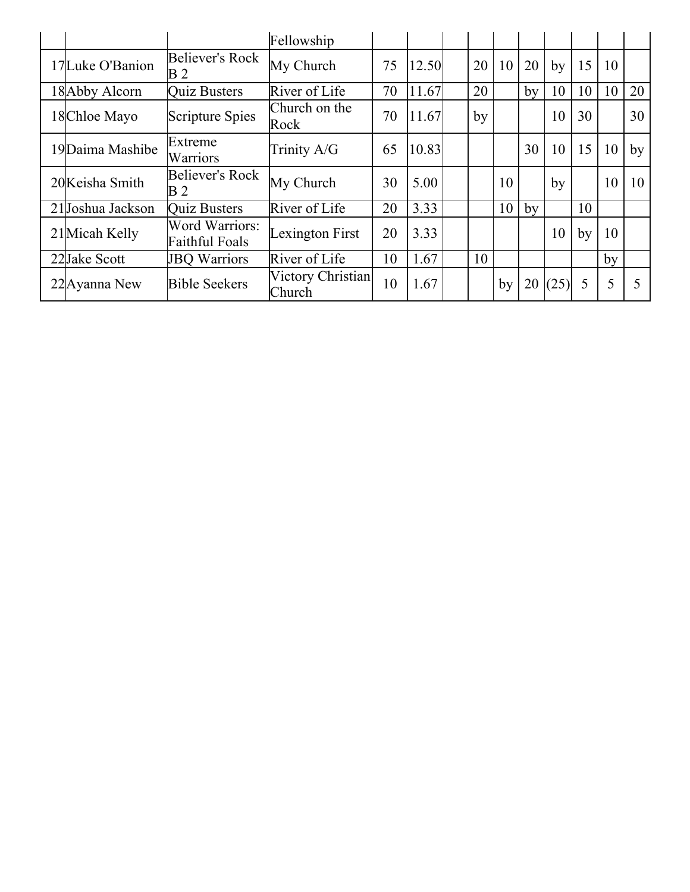| | | | | | | | | | | | | | |
|---|---|---|---|---|---|---|---|---|---|---|---|---|---|
| | | | Fellowship | | | | | | | | | | |
| 17 | Luke O'Banion | Believer's Rock B 2 | My Church | 75 | 12.50 | | 20 | 10 | 20 | by | 15 | 10 | |
| 18 | Abby Alcorn | Quiz Busters | River of Life | 70 | 11.67 | | 20 | | by | 10 | 10 | 10 | 20 |
| 18 | Chloe Mayo | Scripture Spies | Church on the Rock | 70 | 11.67 | | by | | | 10 | 30 | | 30 |
| 19 | Daima Mashibe | Extreme Warriors | Trinity A/G | 65 | 10.83 | | | | 30 | 10 | 15 | 10 | by |
| 20 | Keisha Smith | Believer's Rock B 2 | My Church | 30 | 5.00 | | | 10 | | by | | 10 | 10 |
| 21 | Joshua Jackson | Quiz Busters | River of Life | 20 | 3.33 | | | 10 | by | | 10 | | |
| 21 | Micah Kelly | Word Warriors: Faithful Foals | Lexington First | 20 | 3.33 | | | | | 10 | by | 10 | |
| 22 | Jake Scott | JBQ Warriors | River of Life | 10 | 1.67 | | 10 | | | | | by | |
| 22 | Ayanna New | Bible Seekers | Victory Christian Church | 10 | 1.67 | | | by | 20 | (25) | 5 | 5 | 5 |